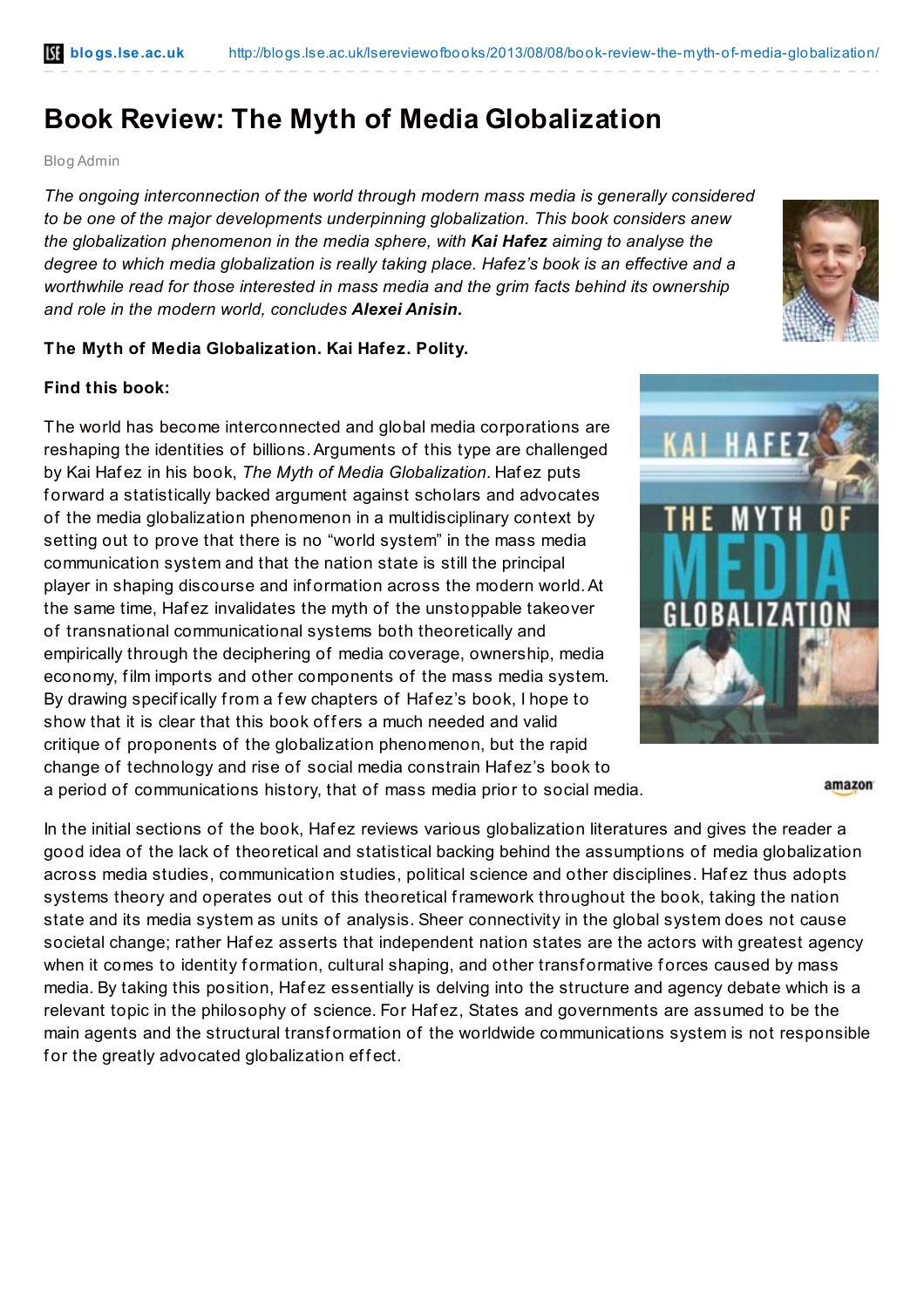# Book Review: The Myth of Media Globalization

Blog Admin

*The ongoing interconnection of the world through modern mass media is generally considered to be one of the major developments underpinning globalization. This book considers anew the globalization phenomenon in the media sphere, with **Kai Hafez** aiming to analyse the degree to which media globalization is really taking place. Hafez's book is an effective and a worthwhile read for those interested in mass media and the grim facts behind its ownership and role in the modern world, concludes **Alexei Anisin.***

**The Myth of Media Globalization. Kai Hafez. Polity.**

**Find this book:**

The world has become interconnected and global media corporations are reshaping the identities of billions. Arguments of this type are challenged by Kai Hafez in his book, *The Myth of Media Globalization*. Hafez puts forward a statistically backed argument against scholars and advocates of the media globalization phenomenon in a multidisciplinary context by setting out to prove that there is no "world system" in the mass media communication system and that the nation state is still the principal player in shaping discourse and information across the modern world. At the same time, Hafez invalidates the myth of the unstoppable takeover of transnational communicational systems both theoretically and empirically through the deciphering of media coverage, ownership, media economy, film imports and other components of the mass media system. By drawing specifically from a few chapters of Hafez's book, I hope to show that it is clear that this book offers a much needed and valid critique of proponents of the globalization phenomenon, but the rapid change of technology and rise of social media constrain Hafez's book to a period of communications history, that of mass media prior to social media.

In the initial sections of the book, Hafez reviews various globalization literatures and gives the reader a good idea of the lack of theoretical and statistical backing behind the assumptions of media globalization across media studies, communication studies, political science and other disciplines. Hafez thus adopts systems theory and operates out of this theoretical framework throughout the book, taking the nation state and its media system as units of analysis. Sheer connectivity in the global system does not cause societal change; rather Hafez asserts that independent nation states are the actors with greatest agency when it comes to identity formation, cultural shaping, and other transformative forces caused by mass media. By taking this position, Hafez essentially is delving into the structure and agency debate which is a relevant topic in the philosophy of science. For Hafez, States and governments are assumed to be the main agents and the structural transformation of the worldwide communications system is not responsible for the greatly advocated globalization effect.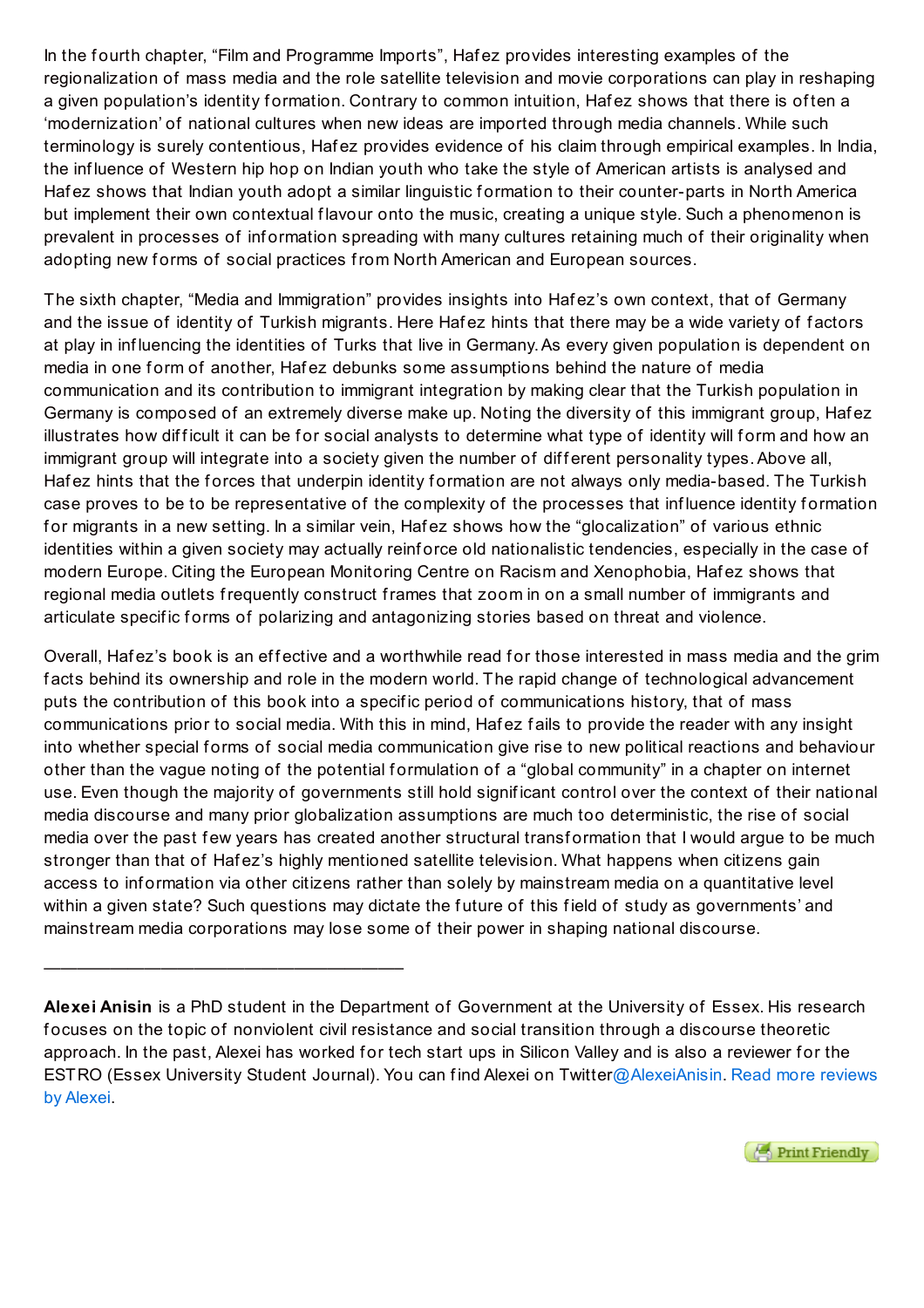In the fourth chapter, "Film and Programme Imports", Hafez provides interesting examples of the regionalization of mass media and the role satellite television and movie corporations can play in reshaping a given population's identity formation. Contrary to common intuition, Hafez shows that there is often a 'modernization' of national cultures when new ideas are imported through media channels. While such terminology is surely contentious, Hafez provides evidence of his claim through empirical examples. In India, the influence of Western hip hop on Indian youth who take the style of American artists is analysed and Hafez shows that Indian youth adopt a similar linguistic formation to their counter-parts in North America but implement their own contextual flavour onto the music, creating a unique style. Such a phenomenon is prevalent in processes of information spreading with many cultures retaining much of their originality when adopting new forms of social practices from North American and European sources.

The sixth chapter, "Media and Immigration" provides insights into Hafez's own context, that of Germany and the issue of identity of Turkish migrants. Here Hafez hints that there may be a wide variety of factors at play in influencing the identities of Turks that live in Germany. As every given population is dependent on media in one form of another, Hafez debunks some assumptions behind the nature of media communication and its contribution to immigrant integration by making clear that the Turkish population in Germany is composed of an extremely diverse make up. Noting the diversity of this immigrant group, Hafez illustrates how difficult it can be for social analysts to determine what type of identity will form and how an immigrant group will integrate into a society given the number of different personality types. Above all, Hafez hints that the forces that underpin identity formation are not always only media-based. The Turkish case proves to be to be representative of the complexity of the processes that influence identity formation for migrants in a new setting. In a similar vein, Hafez shows how the "glocalization" of various ethnic identities within a given society may actually reinforce old nationalistic tendencies, especially in the case of modern Europe. Citing the European Monitoring Centre on Racism and Xenophobia, Hafez shows that regional media outlets frequently construct frames that zoom in on a small number of immigrants and articulate specific forms of polarizing and antagonizing stories based on threat and violence.

Overall, Hafez's book is an effective and a worthwhile read for those interested in mass media and the grim facts behind its ownership and role in the modern world. The rapid change of technological advancement puts the contribution of this book into a specific period of communications history, that of mass communications prior to social media. With this in mind, Hafez fails to provide the reader with any insight into whether special forms of social media communication give rise to new political reactions and behaviour other than the vague noting of the potential formulation of a "global community" in a chapter on internet use. Even though the majority of governments still hold significant control over the context of their national media discourse and many prior globalization assumptions are much too deterministic, the rise of social media over the past few years has created another structural transformation that I would argue to be much stronger than that of Hafez's highly mentioned satellite television. What happens when citizens gain access to information via other citizens rather than solely by mainstream media on a quantitative level within a given state? Such questions may dictate the future of this field of study as governments' and mainstream media corporations may lose some of their power in shaping national discourse.

---

**Alexei Anisin** is a PhD student in the Department of Government at the University of Essex. His research focuses on the topic of nonviolent civil resistance and social transition through a discourse theoretic approach. In the past, Alexei has worked for tech start ups in Silicon Valley and is also a reviewer for the ESTRO (Essex University Student Journal). You can find Alexei on Twitter@AlexeiAnisin. Read more reviews by Alexei.